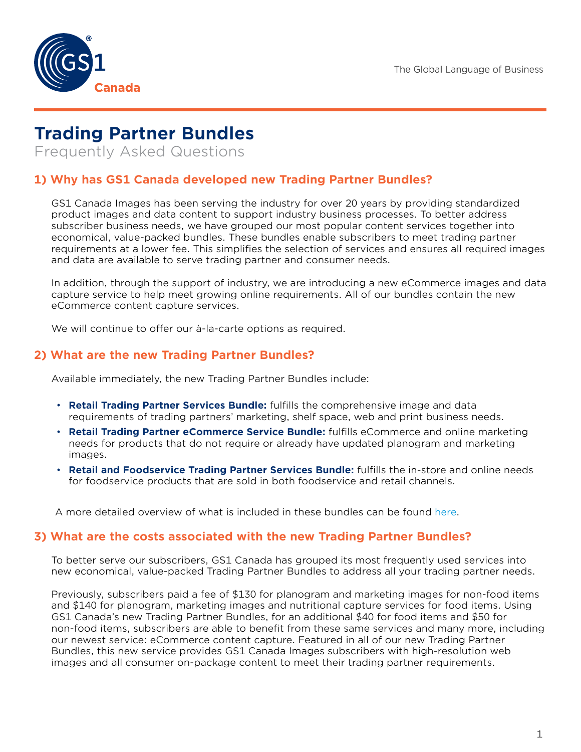# Trading Partner Bundles

Frequently Asked Questions

## 1) Why has GS1 Canada developed new Trading Partner Bundles?

GS1 Canada Images has been serving the industry for over 20 years by providing standardized product images and data content to support industry business processes. To better address subscriber business needs, we have grouped our most popular content services together into economical, value-packed bundles. These bundles enable subscribers to meet trading partner requirements at a lower fee. This simplifies the selection of services and ensures all required images and data are available to serve trading partner and consumer needs.

In addition, through the support of industry, we are introducing a new eCommerce images and data capture service to help meet growing online requirements. All of our bundles contain the new eCommerce content capture services.

We will continue to offer our à-la-carte options as required.

## 2) What are the new Trading Partner Bundles?

Available immediately, the new Trading Partner Bundles include:

- **Retail Trading Partner Services Bundle:** fulfills the comprehensive image and data requirements of trading partners' marketing, shelf space, web and print business needs.
- **Retail Trading Partner eCommerce Service Bundle:** fulfills eCommerce and online marketing needs for products that do not require or already have updated planogram and marketing images.
- **Retail and Foodservice Trading Partner Services Bundle:** fulfills the in-store and online needs for foodservice products that are sold in both foodservice and retail channels.

A more detailed overview of what is included in these bundles can be found here.

## 3) What are the costs associated with the new Trading Partner Bundles?

To better serve our subscribers, GS1 Canada has grouped its most frequently used services into new economical, value-packed Trading Partner Bundles to address all your trading partner needs.

Previously, subscribers paid a fee of $130 for planogram and marketing images for non-food items and $140 for planogram, marketing images and nutritional capture services for food items. Using GS1 Canada's new Trading Partner Bundles, for an additional $40 for food items and $50 for non-food items, subscribers are able to benefit from these same services and many more, including our newest service: eCommerce content capture. Featured in all of our new Trading Partner Bundles, this new service provides GS1 Canada Images subscribers with high-resolution web images and all consumer on-package content to meet their trading partner requirements.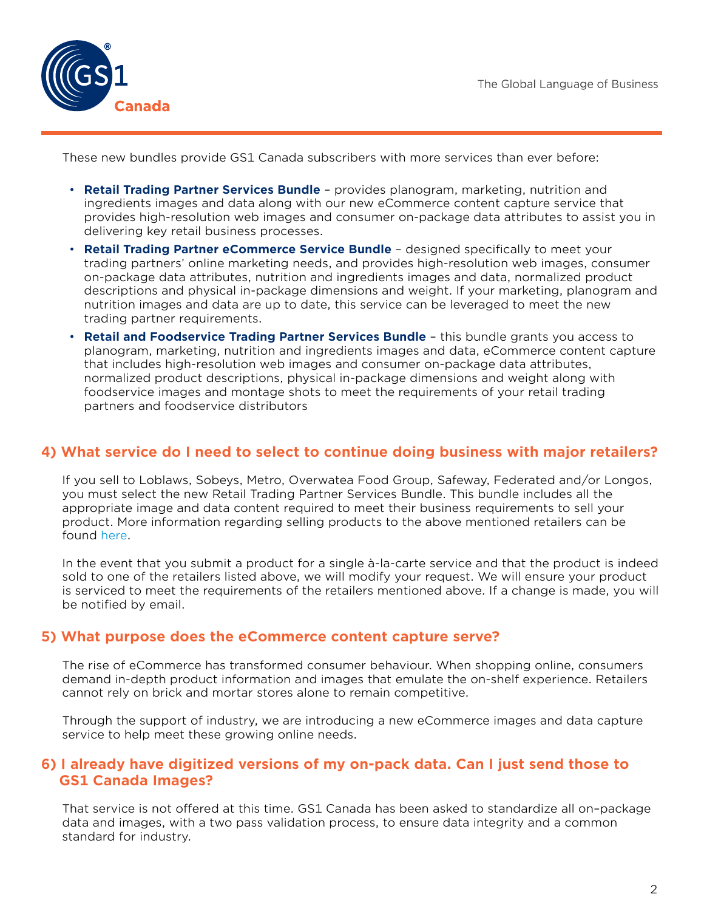These new bundles provide GS1 Canada subscribers with more services than ever before:

- **Retail Trading Partner Services Bundle** – provides planogram, marketing, nutrition and ingredients images and data along with our new eCommerce content capture service that provides high-resolution web images and consumer on-package data attributes to assist you in delivering key retail business processes.
- **Retail Trading Partner eCommerce Service Bundle** – designed specifically to meet your trading partners' online marketing needs, and provides high-resolution web images, consumer on-package data attributes, nutrition and ingredients images and data, normalized product descriptions and physical in-package dimensions and weight. If your marketing, planogram and nutrition images and data are up to date, this service can be leveraged to meet the new trading partner requirements.
- **Retail and Foodservice Trading Partner Services Bundle** – this bundle grants you access to planogram, marketing, nutrition and ingredients images and data, eCommerce content capture that includes high-resolution web images and consumer on-package data attributes, normalized product descriptions, physical in-package dimensions and weight along with foodservice images and montage shots to meet the requirements of your retail trading partners and foodservice distributors

## 4) What service do I need to select to continue doing business with major retailers?

If you sell to Loblaws, Sobeys, Metro, Overwatea Food Group, Safeway, Federated and/or Longos, you must select the new Retail Trading Partner Services Bundle. This bundle includes all the appropriate image and data content required to meet their business requirements to sell your product. More information regarding selling products to the above mentioned retailers can be found here.

In the event that you submit a product for a single à-la-carte service and that the product is indeed sold to one of the retailers listed above, we will modify your request. We will ensure your product is serviced to meet the requirements of the retailers mentioned above. If a change is made, you will be notified by email.

## 5) What purpose does the eCommerce content capture serve?

The rise of eCommerce has transformed consumer behaviour. When shopping online, consumers demand in-depth product information and images that emulate the on-shelf experience. Retailers cannot rely on brick and mortar stores alone to remain competitive.

Through the support of industry, we are introducing a new eCommerce images and data capture service to help meet these growing online needs.

## 6) I already have digitized versions of my on-pack data. Can I just send those to GS1 Canada Images?

That service is not offered at this time. GS1 Canada has been asked to standardize all on–package data and images, with a two pass validation process, to ensure data integrity and a common standard for industry.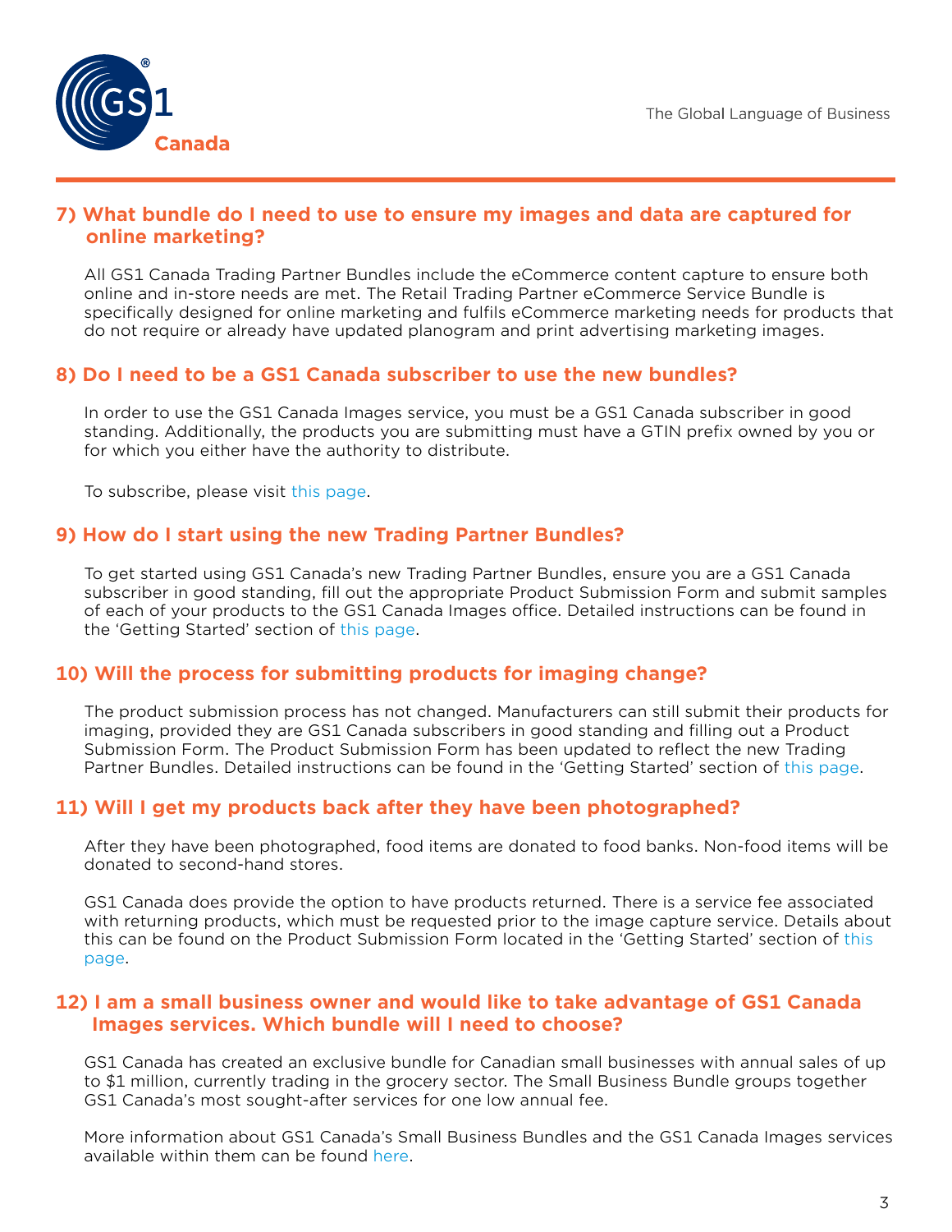## 7) What bundle do I need to use to ensure my images and data are captured for online marketing?

All GS1 Canada Trading Partner Bundles include the eCommerce content capture to ensure both online and in-store needs are met. The Retail Trading Partner eCommerce Service Bundle is specifically designed for online marketing and fulfils eCommerce marketing needs for products that do not require or already have updated planogram and print advertising marketing images.

## 8) Do I need to be a GS1 Canada subscriber to use the new bundles?

In order to use the GS1 Canada Images service, you must be a GS1 Canada subscriber in good standing. Additionally, the products you are submitting must have a GTIN prefix owned by you or for which you either have the authority to distribute.

To subscribe, please visit this page.

## 9) How do I start using the new Trading Partner Bundles?

To get started using GS1 Canada's new Trading Partner Bundles, ensure you are a GS1 Canada subscriber in good standing, fill out the appropriate Product Submission Form and submit samples of each of your products to the GS1 Canada Images office. Detailed instructions can be found in the 'Getting Started' section of this page.

## 10) Will the process for submitting products for imaging change?

The product submission process has not changed. Manufacturers can still submit their products for imaging, provided they are GS1 Canada subscribers in good standing and filling out a Product Submission Form. The Product Submission Form has been updated to reflect the new Trading Partner Bundles. Detailed instructions can be found in the 'Getting Started' section of this page.

## 11) Will I get my products back after they have been photographed?

After they have been photographed, food items are donated to food banks. Non-food items will be donated to second-hand stores.

GS1 Canada does provide the option to have products returned. There is a service fee associated with returning products, which must be requested prior to the image capture service. Details about this can be found on the Product Submission Form located in the 'Getting Started' section of this page.

## 12) I am a small business owner and would like to take advantage of GS1 Canada Images services. Which bundle will I need to choose?

GS1 Canada has created an exclusive bundle for Canadian small businesses with annual sales of up to $1 million, currently trading in the grocery sector. The Small Business Bundle groups together GS1 Canada's most sought-after services for one low annual fee.

More information about GS1 Canada's Small Business Bundles and the GS1 Canada Images services available within them can be found here.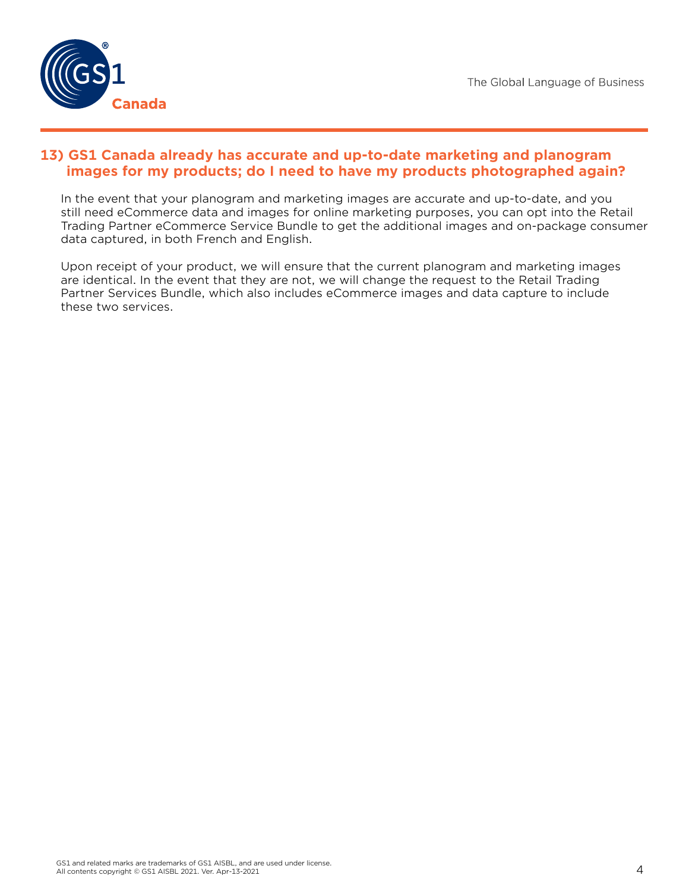## 13) GS1 Canada already has accurate and up-to-date marketing and planogram images for my products; do I need to have my products photographed again?

In the event that your planogram and marketing images are accurate and up-to-date, and you still need eCommerce data and images for online marketing purposes, you can opt into the Retail Trading Partner eCommerce Service Bundle to get the additional images and on-package consumer data captured, in both French and English.

Upon receipt of your product, we will ensure that the current planogram and marketing images are identical. In the event that they are not, we will change the request to the Retail Trading Partner Services Bundle, which also includes eCommerce images and data capture to include these two services.

GS1 and related marks are trademarks of GS1 AISBL, and are used under license.
All contents copyright © GS1 AISBL 2021. Ver. Apr-13-2021